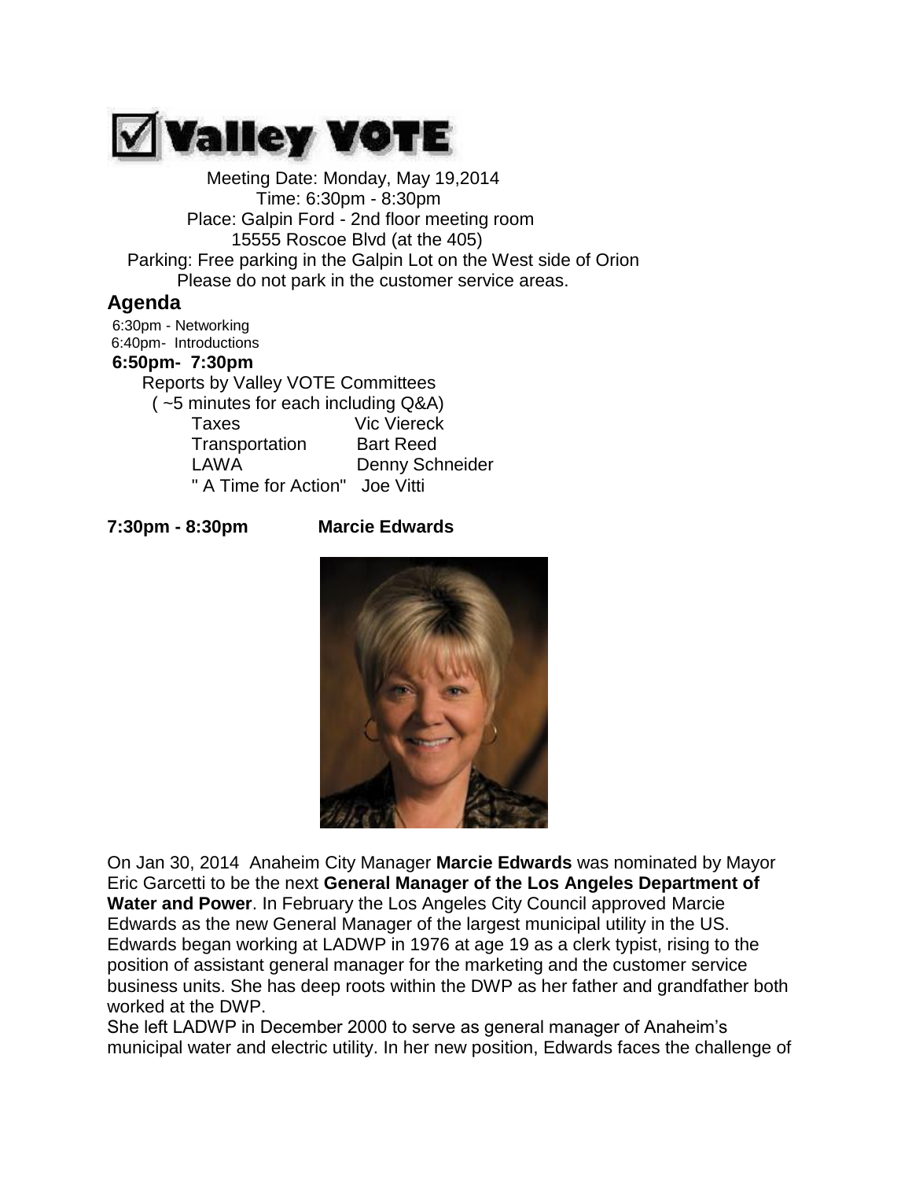# ☑ Valley VOTE

Meeting Date: Monday, May 19,2014
Time: 6:30pm - 8:30pm
Place: Galpin Ford - 2nd floor meeting room
15555 Roscoe Blvd (at the 405)
Parking: Free parking in the Galpin Lot on the West side of Orion
Please do not park in the customer service areas.

## Agenda

6:30pm - Networking
6:40pm- Introductions

**6:50pm- 7:30pm**

Reports by Valley VOTE Committees
( ~5 minutes for each including Q&A)

| | |
|---|---|
| Taxes | Vic Viereck |
| Transportation | Bart Reed |
| LAWA | Denny Schneider |
| " A Time for Action" | Joe Vitti |

**7:30pm - 8:30pm** **Marcie Edwards**

On Jan 30, 2014 Anaheim City Manager **Marcie Edwards** was nominated by Mayor Eric Garcetti to be the next **General Manager of the Los Angeles Department of Water and Power**. In February the Los Angeles City Council approved Marcie Edwards as the new General Manager of the largest municipal utility in the US. Edwards began working at LADWP in 1976 at age 19 as a clerk typist, rising to the position of assistant general manager for the marketing and the customer service business units. She has deep roots within the DWP as her father and grandfather both worked at the DWP.

She left LADWP in December 2000 to serve as general manager of Anaheim's municipal water and electric utility. In her new position, Edwards faces the challenge of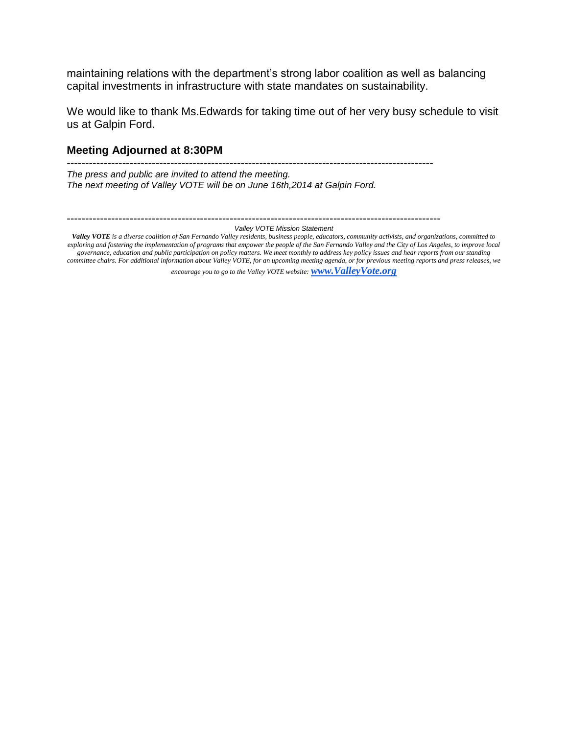maintaining relations with the department's strong labor coalition as well as balancing capital investments in infrastructure with state mandates on sustainability.

We would like to thank Ms.Edwards for taking time out of her very busy schedule to visit us at Galpin Ford.

### Meeting Adjourned at 8:30PM

----------------------------------------------------------------------------------------------------

*The press and public are invited to attend the meeting.*
*The next meeting of Valley VOTE will be on June 16th,2014 at Galpin Ford.*

----------------------------------------------------------------------------------------------------

*Valley VOTE Mission Statement*

***Valley VOTE** is a diverse coalition of San Fernando Valley residents, business people, educators, community activists, and organizations, committed to exploring and fostering the implementation of programs that empower the people of the San Fernando Valley and the City of Los Angeles, to improve local governance, education and public participation on policy matters. We meet monthly to address key policy issues and hear reports from our standing committee chairs. For additional information about Valley VOTE, for an upcoming meeting agenda, or for previous meeting reports and press releases, we encourage you to go to the Valley VOTE website:* ***www.ValleyVote.org***